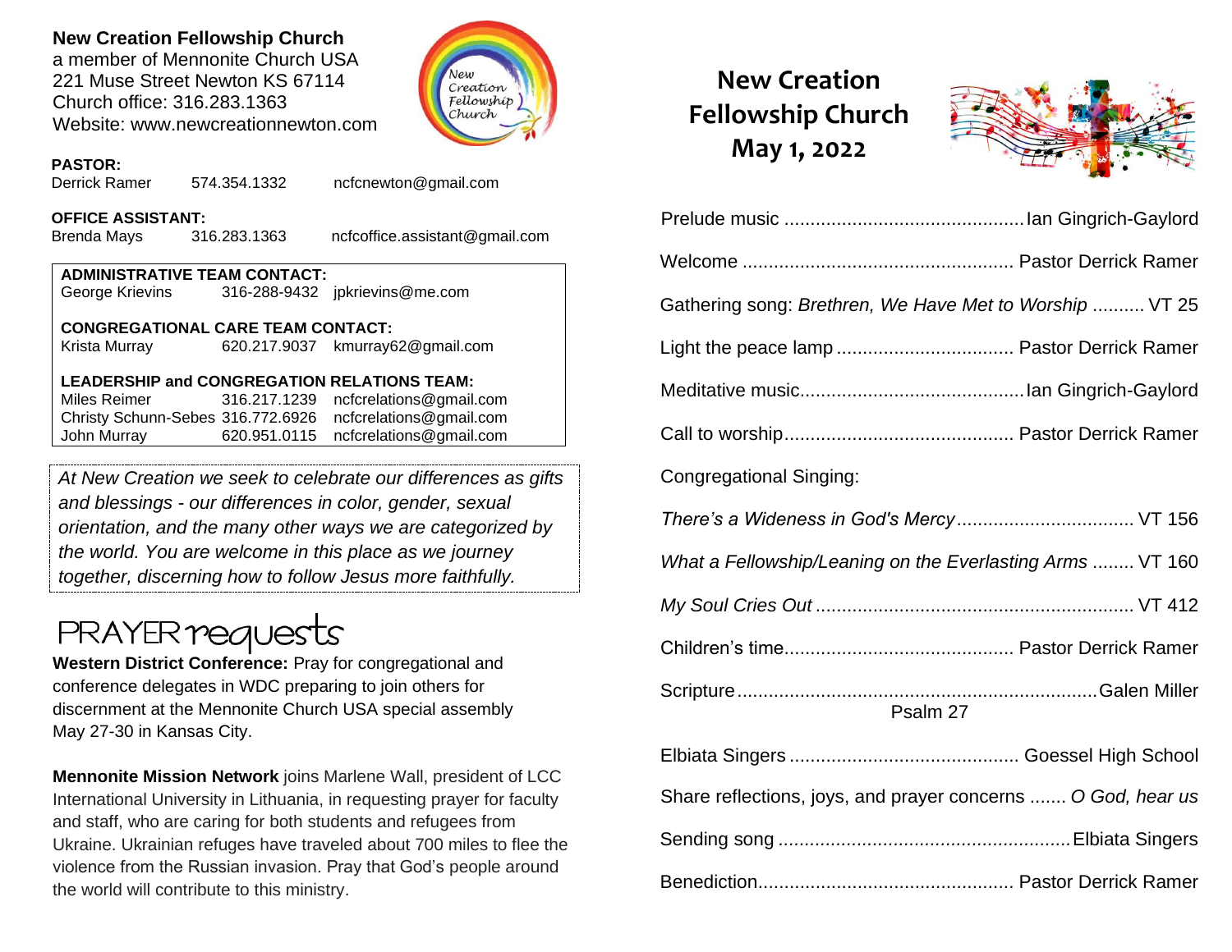**New Creation Fellowship Church**
a member of Mennonite Church USA
221 Muse Street Newton KS 67114
Church office: 316.283.1363
Website: www.newcreationnewton.com

**PASTOR:**
Derrick Ramer 574.354.1332 ncfcnewton@gmail.com

**OFFICE ASSISTANT:**
Brenda Mays 316.283.1363 ncfcoffice.assistant@gmail.com

**ADMINISTRATIVE TEAM CONTACT:**
George Krievins 316-288-9432 jpkrievins@me.com

**CONGREGATIONAL CARE TEAM CONTACT:**
Krista Murray 620.217.9037 kmurray62@gmail.com

**LEADERSHIP and CONGREGATION RELATIONS TEAM:**
Miles Reimer 316.217.1239 ncfcrelations@gmail.com
Christy Schunn-Sebes 316.772.6926 ncfcrelations@gmail.com
John Murray 620.951.0115 ncfcrelations@gmail.com

*At New Creation we seek to celebrate our differences as gifts and blessings - our differences in color, gender, sexual orientation, and the many other ways we are categorized by the world. You are welcome in this place as we journey together, discerning how to follow Jesus more faithfully.*

## PRAYER requests

**Western District Conference:** Pray for congregational and conference delegates in WDC preparing to join others for discernment at the Mennonite Church USA special assembly May 27-30 in Kansas City.

**Mennonite Mission Network** joins Marlene Wall, president of LCC International University in Lithuania, in requesting prayer for faculty and staff, who are caring for both students and refugees from Ukraine. Ukrainian refuges have traveled about 700 miles to flee the violence from the Russian invasion. Pray that God's people around the world will contribute to this ministry.

# New Creation Fellowship Church
## May 1, 2022

Prelude music .............................................. Ian Gingrich-Gaylord

Welcome ................................................... Pastor Derrick Ramer

Gathering song: *Brethren, We Have Met to Worship* .......... VT 25

Light the peace lamp .................................. Pastor Derrick Ramer

Meditative music........................................... Ian Gingrich-Gaylord

Call to worship............................................ Pastor Derrick Ramer

Congregational Singing:

*There's a Wideness in God's Mercy* .................................. VT 156

*What a Fellowship/Leaning on the Everlasting Arms* ........ VT 160

*My Soul Cries Out* ............................................................ VT 412

Children's time............................................ Pastor Derrick Ramer

Scripture .................................................................... Galen Miller
Psalm 27

Elbiata Singers ............................................ Goessel High School

Share reflections, joys, and prayer concerns ....... *O God, hear us*

Sending song ........................................................ Elbiata Singers

Benediction................................................ Pastor Derrick Ramer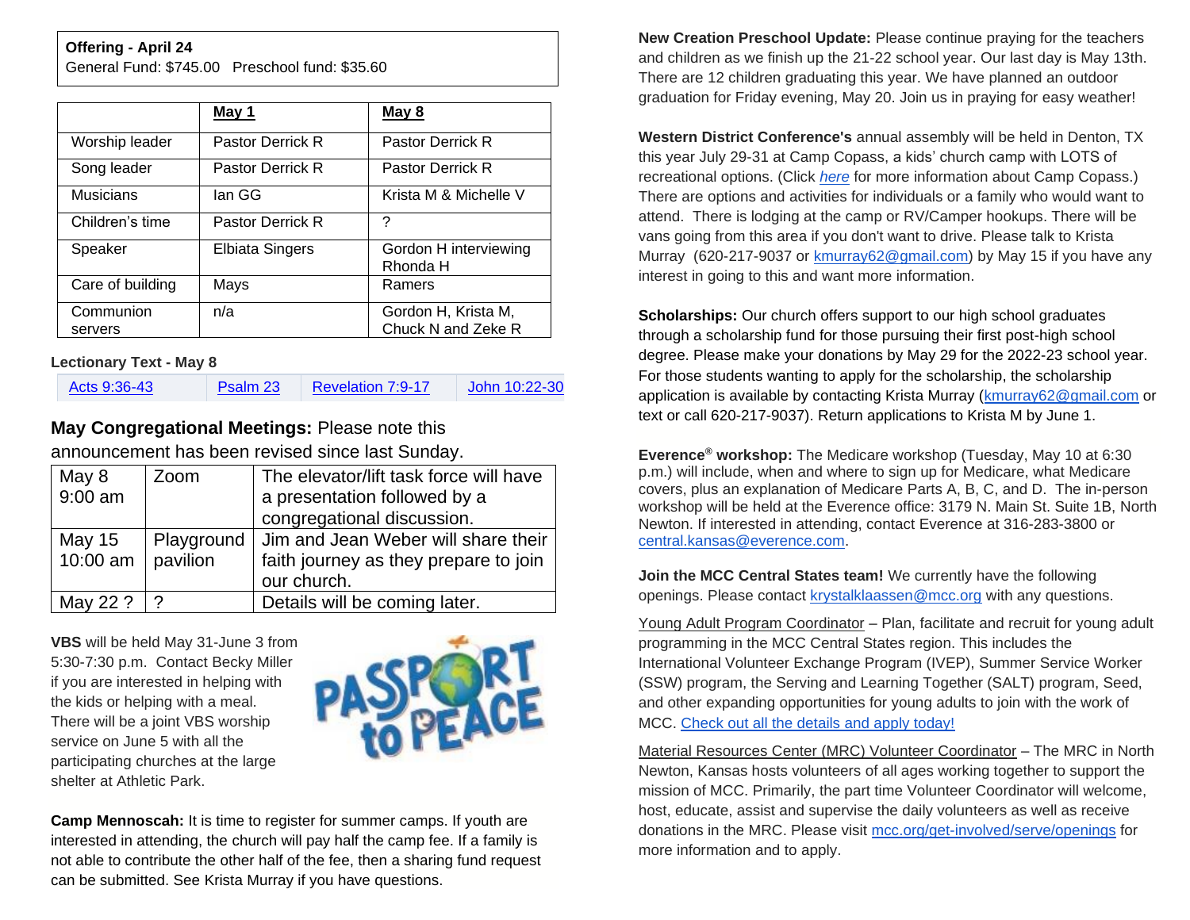**Offering - April 24**
General Fund: $745.00   Preschool fund: $35.60

| | **May 1** | **May 8** |
|---|---|---|
| Worship leader | Pastor Derrick R | Pastor Derrick R |
| Song leader | Pastor Derrick R | Pastor Derrick R |
| Musicians | Ian GG | Krista M & Michelle V |
| Children's time | Pastor Derrick R | ? |
| Speaker | Elbiata Singers | Gordon H interviewing Rhonda H |
| Care of building | Mays | Ramers |
| Communion servers | n/a | Gordon H, Krista M, Chuck N and Zeke R |

**Lectionary Text - May 8**

| | | | |
|---|---|---|---|
| Acts 9:36-43 | Psalm 23 | Revelation 7:9-17 | John 10:22-30 |

**May Congregational Meetings:** Please note this announcement has been revised since last Sunday.

| | | |
|---|---|---|
| May 8 9:00 am | Zoom | The elevator/lift task force will have a presentation followed by a congregational discussion. |
| May 15 10:00 am | Playground pavilion | Jim and Jean Weber will share their faith journey as they prepare to join our church. |
| May 22 ? | ? | Details will be coming later. |

**VBS** will be held May 31-June 3 from 5:30-7:30 p.m. Contact Becky Miller if you are interested in helping with the kids or helping with a meal. There will be a joint VBS worship service on June 5 with all the participating churches at the large shelter at Athletic Park.

PASSPORT to PEACE

**Camp Mennoscah:** It is time to register for summer camps. If youth are interested in attending, the church will pay half the camp fee. If a family is not able to contribute the other half of the fee, then a sharing fund request can be submitted. See Krista Murray if you have questions.

**New Creation Preschool Update:** Please continue praying for the teachers and children as we finish up the 21-22 school year. Our last day is May 13th. There are 12 children graduating this year. We have planned an outdoor graduation for Friday evening, May 20. Join us in praying for easy weather!

**Western District Conference's** annual assembly will be held in Denton, TX this year July 29-31 at Camp Copass, a kids' church camp with LOTS of recreational options. (Click *here* for more information about Camp Copass.) There are options and activities for individuals or a family who would want to attend. There is lodging at the camp or RV/Camper hookups. There will be vans going from this area if you don't want to drive. Please talk to Krista Murray (620-217-9037 or kmurray62@gmail.com) by May 15 if you have any interest in going to this and want more information.

**Scholarships:** Our church offers support to our high school graduates through a scholarship fund for those pursuing their first post-high school degree. Please make your donations by May 29 for the 2022-23 school year. For those students wanting to apply for the scholarship, the scholarship application is available by contacting Krista Murray (kmurray62@gmail.com or text or call 620-217-9037). Return applications to Krista M by June 1.

**Everence® workshop:** The Medicare workshop (Tuesday, May 10 at 6:30 p.m.) will include, when and where to sign up for Medicare, what Medicare covers, plus an explanation of Medicare Parts A, B, C, and D. The in-person workshop will be held at the Everence office: 3179 N. Main St. Suite 1B, North Newton. If interested in attending, contact Everence at 316-283-3800 or central.kansas@everence.com.

**Join the MCC Central States team!** We currently have the following openings. Please contact krystalklaassen@mcc.org with any questions.

Young Adult Program Coordinator – Plan, facilitate and recruit for young adult programming in the MCC Central States region. This includes the International Volunteer Exchange Program (IVEP), Summer Service Worker (SSW) program, the Serving and Learning Together (SALT) program, Seed, and other expanding opportunities for young adults to join with the work of MCC. Check out all the details and apply today!

Material Resources Center (MRC) Volunteer Coordinator – The MRC in North Newton, Kansas hosts volunteers of all ages working together to support the mission of MCC. Primarily, the part time Volunteer Coordinator will welcome, host, educate, assist and supervise the daily volunteers as well as receive donations in the MRC. Please visit mcc.org/get-involved/serve/openings for more information and to apply.